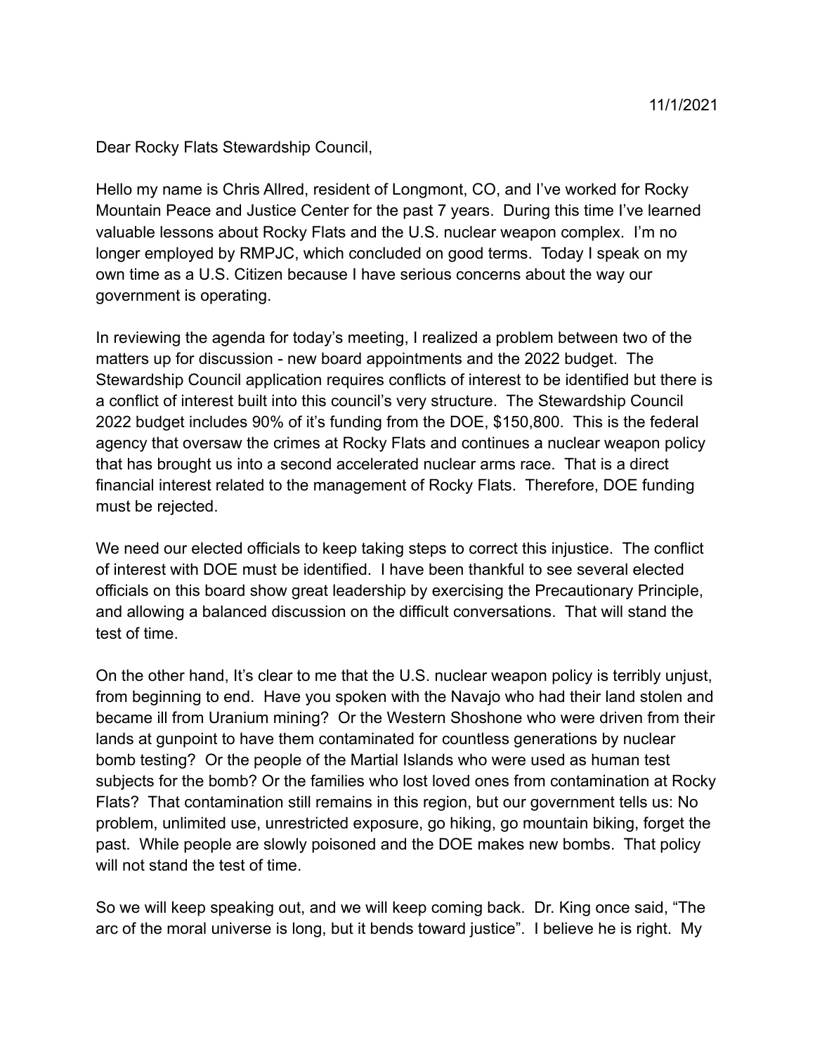11/1/2021

Dear Rocky Flats Stewardship Council,

Hello my name is Chris Allred, resident of Longmont, CO, and I've worked for Rocky Mountain Peace and Justice Center for the past 7 years. During this time I've learned valuable lessons about Rocky Flats and the U.S. nuclear weapon complex. I'm no longer employed by RMPJC, which concluded on good terms. Today I speak on my own time as a U.S. Citizen because I have serious concerns about the way our government is operating.

In reviewing the agenda for today's meeting, I realized a problem between two of the matters up for discussion - new board appointments and the 2022 budget. The Stewardship Council application requires conflicts of interest to be identified but there is a conflict of interest built into this council's very structure. The Stewardship Council 2022 budget includes 90% of it's funding from the DOE, $150,800. This is the federal agency that oversaw the crimes at Rocky Flats and continues a nuclear weapon policy that has brought us into a second accelerated nuclear arms race. That is a direct financial interest related to the management of Rocky Flats. Therefore, DOE funding must be rejected.

We need our elected officials to keep taking steps to correct this injustice. The conflict of interest with DOE must be identified. I have been thankful to see several elected officials on this board show great leadership by exercising the Precautionary Principle, and allowing a balanced discussion on the difficult conversations. That will stand the test of time.

On the other hand, It's clear to me that the U.S. nuclear weapon policy is terribly unjust, from beginning to end. Have you spoken with the Navajo who had their land stolen and became ill from Uranium mining? Or the Western Shoshone who were driven from their lands at gunpoint to have them contaminated for countless generations by nuclear bomb testing? Or the people of the Martial Islands who were used as human test subjects for the bomb? Or the families who lost loved ones from contamination at Rocky Flats? That contamination still remains in this region, but our government tells us: No problem, unlimited use, unrestricted exposure, go hiking, go mountain biking, forget the past. While people are slowly poisoned and the DOE makes new bombs. That policy will not stand the test of time.

So we will keep speaking out, and we will keep coming back. Dr. King once said, "The arc of the moral universe is long, but it bends toward justice". I believe he is right. My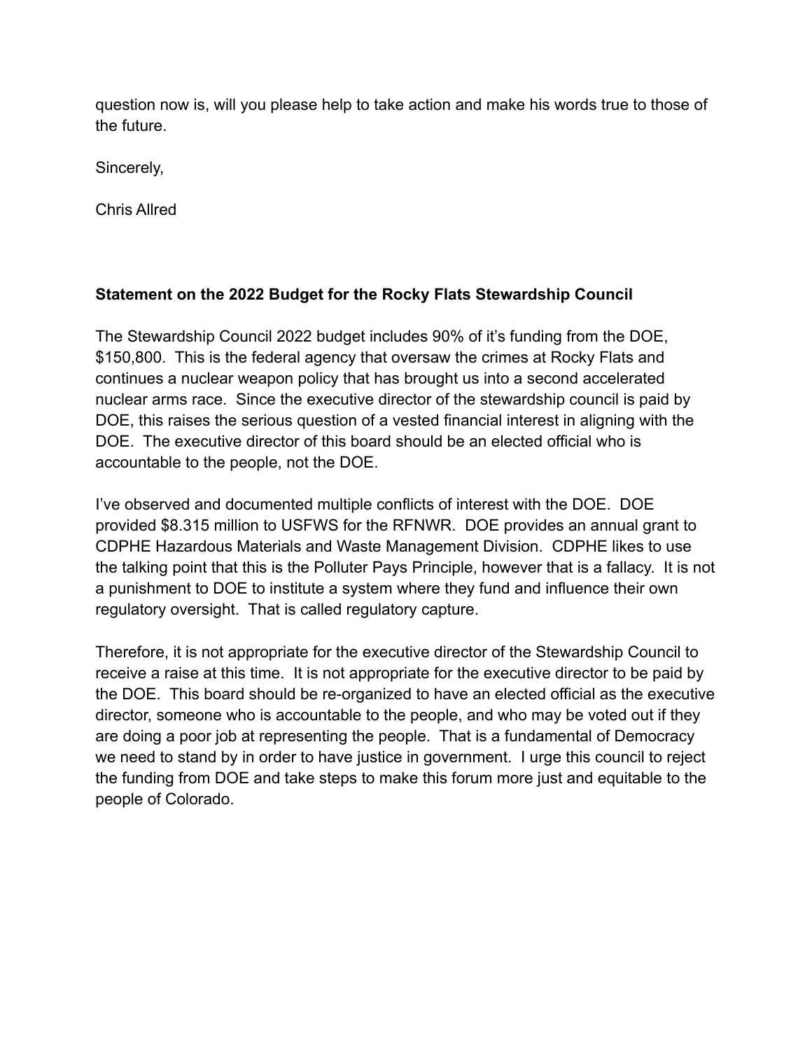question now is, will you please help to take action and make his words true to those of the future.

Sincerely,

Chris Allred

**Statement on the 2022 Budget for the Rocky Flats Stewardship Council**

The Stewardship Council 2022 budget includes 90% of it's funding from the DOE, $150,800. This is the federal agency that oversaw the crimes at Rocky Flats and continues a nuclear weapon policy that has brought us into a second accelerated nuclear arms race. Since the executive director of the stewardship council is paid by DOE, this raises the serious question of a vested financial interest in aligning with the DOE. The executive director of this board should be an elected official who is accountable to the people, not the DOE.

I've observed and documented multiple conflicts of interest with the DOE. DOE provided $8.315 million to USFWS for the RFNWR. DOE provides an annual grant to CDPHE Hazardous Materials and Waste Management Division. CDPHE likes to use the talking point that this is the Polluter Pays Principle, however that is a fallacy. It is not a punishment to DOE to institute a system where they fund and influence their own regulatory oversight. That is called regulatory capture.

Therefore, it is not appropriate for the executive director of the Stewardship Council to receive a raise at this time. It is not appropriate for the executive director to be paid by the DOE. This board should be re-organized to have an elected official as the executive director, someone who is accountable to the people, and who may be voted out if they are doing a poor job at representing the people. That is a fundamental of Democracy we need to stand by in order to have justice in government. I urge this council to reject the funding from DOE and take steps to make this forum more just and equitable to the people of Colorado.